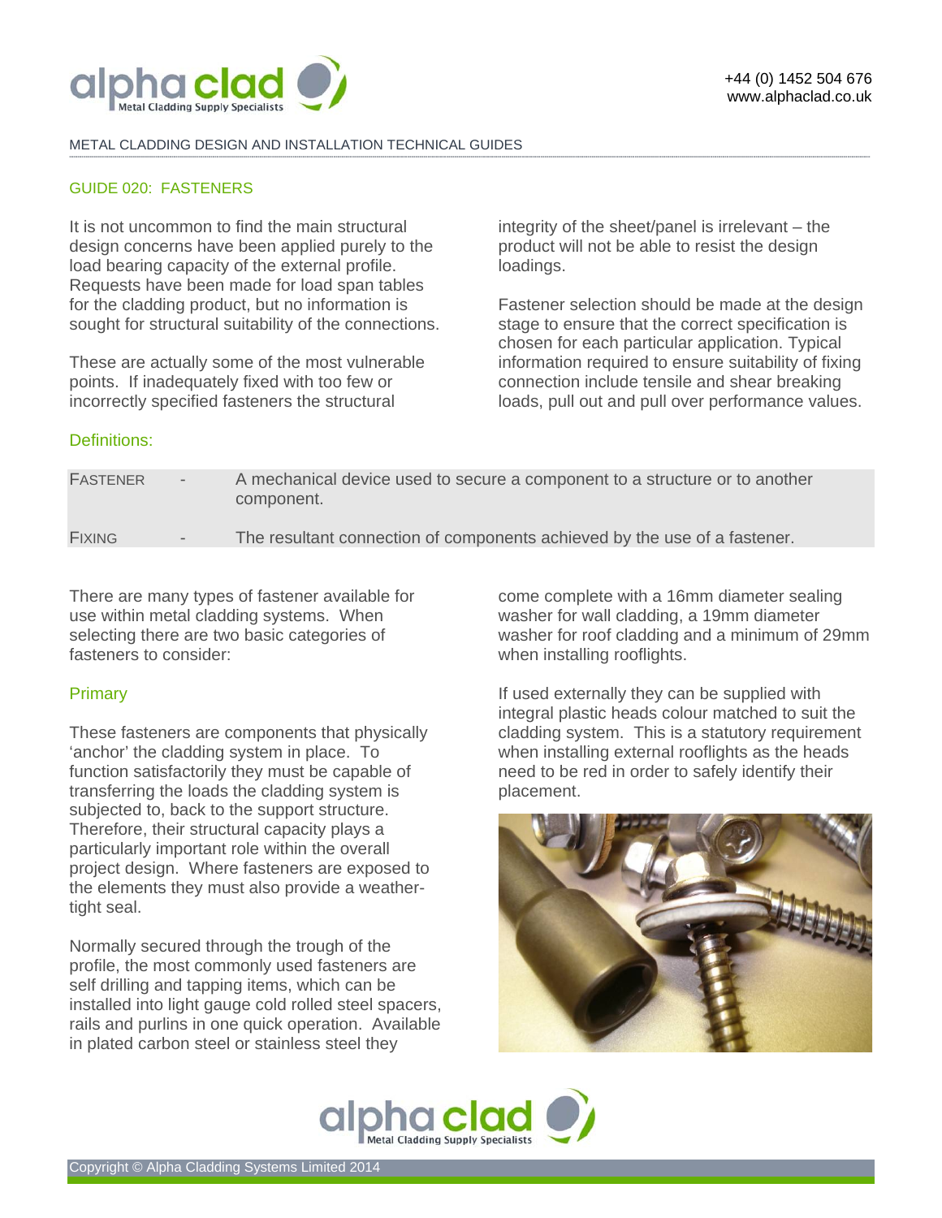METAL CLADDING DESIGN AND INSTALLATION TECHNICAL GUIDES

## GUIDE 020: FASTENERS

It is not uncommon to find the main structural design concerns have been applied purely to the load bearing capacity of the external profile. Requests have been made for load span tables for the cladding product, but no information is sought for structural suitability of the connections.

These are actually some of the most vulnerable points. If inadequately fixed with too few or incorrectly specified fasteners the structural integrity of the sheet/panel is irrelevant – the product will not be able to resist the design loadings.

Fastener selection should be made at the design stage to ensure that the correct specification is chosen for each particular application. Typical information required to ensure suitability of fixing connection include tensile and shear breaking loads, pull out and pull over performance values.

### Definitions:

| | | |
|---|---|---|
| FASTENER | - | A mechanical device used to secure a component to a structure or to another component. |
| FIXING | - | The resultant connection of components achieved by the use of a fastener. |

There are many types of fastener available for use within metal cladding systems. When selecting there are two basic categories of fasteners to consider:

### Primary

These fasteners are components that physically 'anchor' the cladding system in place. To function satisfactorily they must be capable of transferring the loads the cladding system is subjected to, back to the support structure. Therefore, their structural capacity plays a particularly important role within the overall project design. Where fasteners are exposed to the elements they must also provide a weather-tight seal.

Normally secured through the trough of the profile, the most commonly used fasteners are self drilling and tapping items, which can be installed into light gauge cold rolled steel spacers, rails and purlins in one quick operation. Available in plated carbon steel or stainless steel they come complete with a 16mm diameter sealing washer for wall cladding, a 19mm diameter washer for roof cladding and a minimum of 29mm when installing rooflights.

If used externally they can be supplied with integral plastic heads colour matched to suit the cladding system. This is a statutory requirement when installing external rooflights as the heads need to be red in order to safely identify their placement.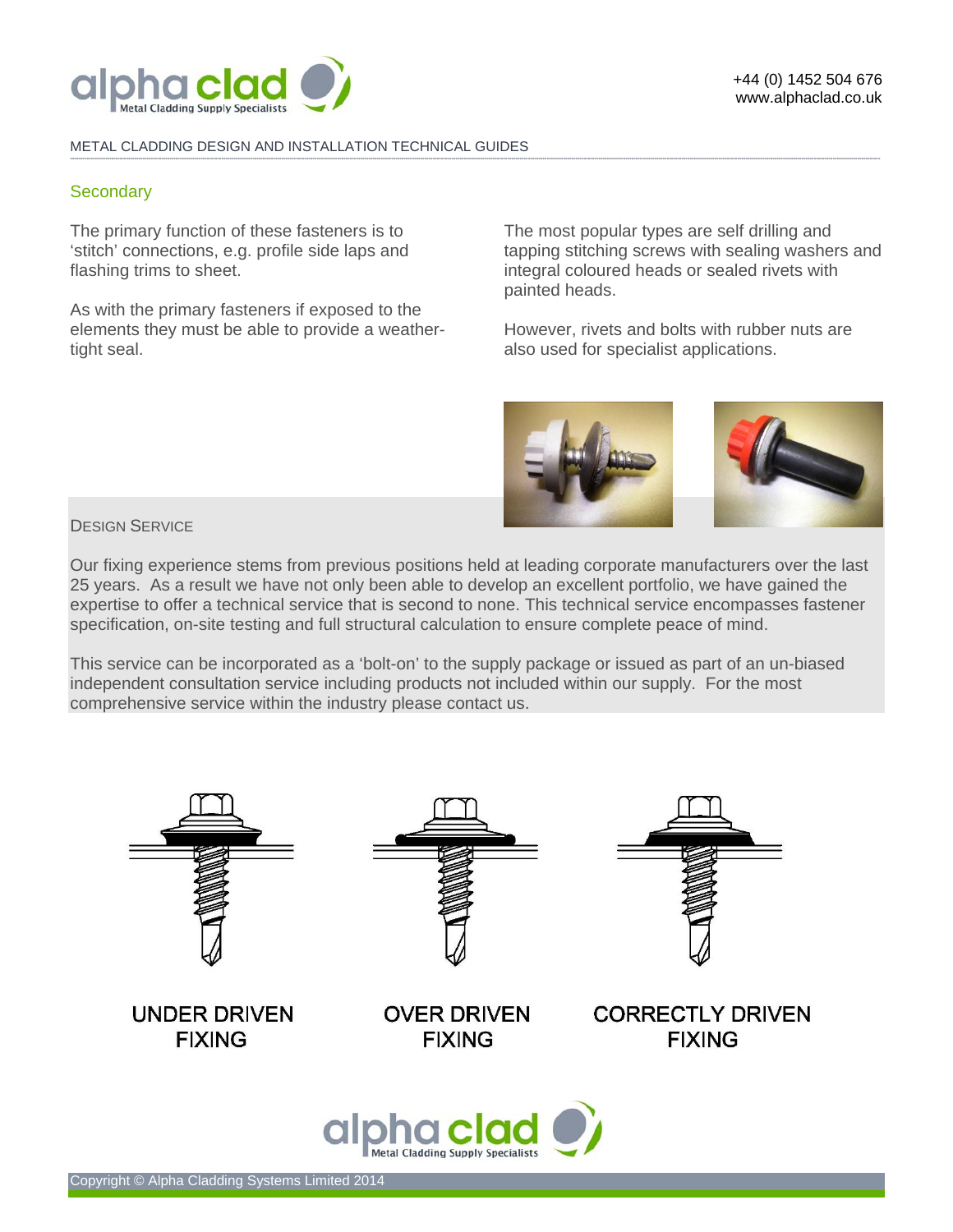## Secondary

The primary function of these fasteners is to 'stitch' connections, e.g. profile side laps and flashing trims to sheet.

As with the primary fasteners if exposed to the elements they must be able to provide a weather-tight seal.

The most popular types are self drilling and tapping stitching screws with sealing washers and integral coloured heads or sealed rivets with painted heads.

However, rivets and bolts with rubber nuts are also used for specialist applications.

### DESIGN SERVICE

Our fixing experience stems from previous positions held at leading corporate manufacturers over the last 25 years. As a result we have not only been able to develop an excellent portfolio, we have gained the expertise to offer a technical service that is second to none. This technical service encompasses fastener specification, on-site testing and full structural calculation to ensure complete peace of mind.

This service can be incorporated as a 'bolt-on' to the supply package or issued as part of an un-biased independent consultation service including products not included within our supply. For the most comprehensive service within the industry please contact us.

UNDER DRIVEN FIXING

OVER DRIVEN FIXING

CORRECTLY DRIVEN FIXING